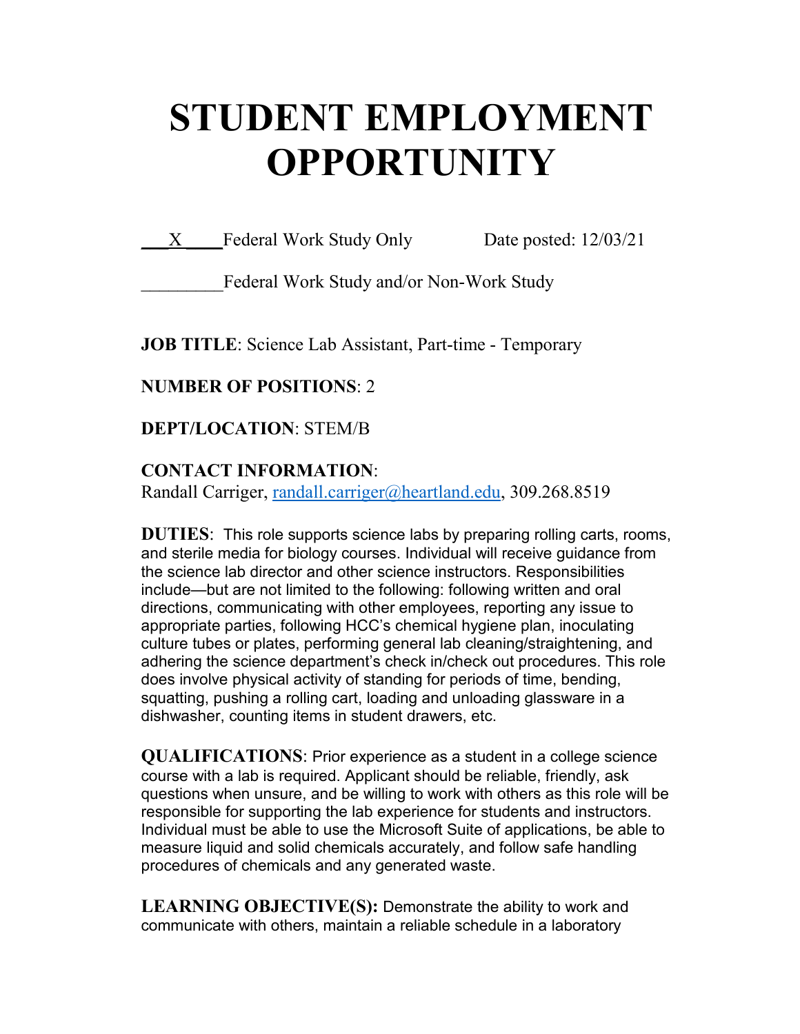# STUDENT EMPLOYMENT OPPORTUNITY

___X____Federal Work Study Only Date posted: 12/03/21

_________Federal Work Study and/or Non-Work Study

**JOB TITLE**: Science Lab Assistant, Part-time - Temporary

**NUMBER OF POSITIONS**: 2

**DEPT/LOCATION**: STEM/B

**CONTACT INFORMATION**:
Randall Carriger, randall.carriger@heartland.edu, 309.268.8519

**DUTIES**: This role supports science labs by preparing rolling carts, rooms, and sterile media for biology courses. Individual will receive guidance from the science lab director and other science instructors. Responsibilities include—but are not limited to the following: following written and oral directions, communicating with other employees, reporting any issue to appropriate parties, following HCC's chemical hygiene plan, inoculating culture tubes or plates, performing general lab cleaning/straightening, and adhering the science department's check in/check out procedures. This role does involve physical activity of standing for periods of time, bending, squatting, pushing a rolling cart, loading and unloading glassware in a dishwasher, counting items in student drawers, etc.

**QUALIFICATIONS**: Prior experience as a student in a college science course with a lab is required. Applicant should be reliable, friendly, ask questions when unsure, and be willing to work with others as this role will be responsible for supporting the lab experience for students and instructors. Individual must be able to use the Microsoft Suite of applications, be able to measure liquid and solid chemicals accurately, and follow safe handling procedures of chemicals and any generated waste.

**LEARNING OBJECTIVE(S):** Demonstrate the ability to work and communicate with others, maintain a reliable schedule in a laboratory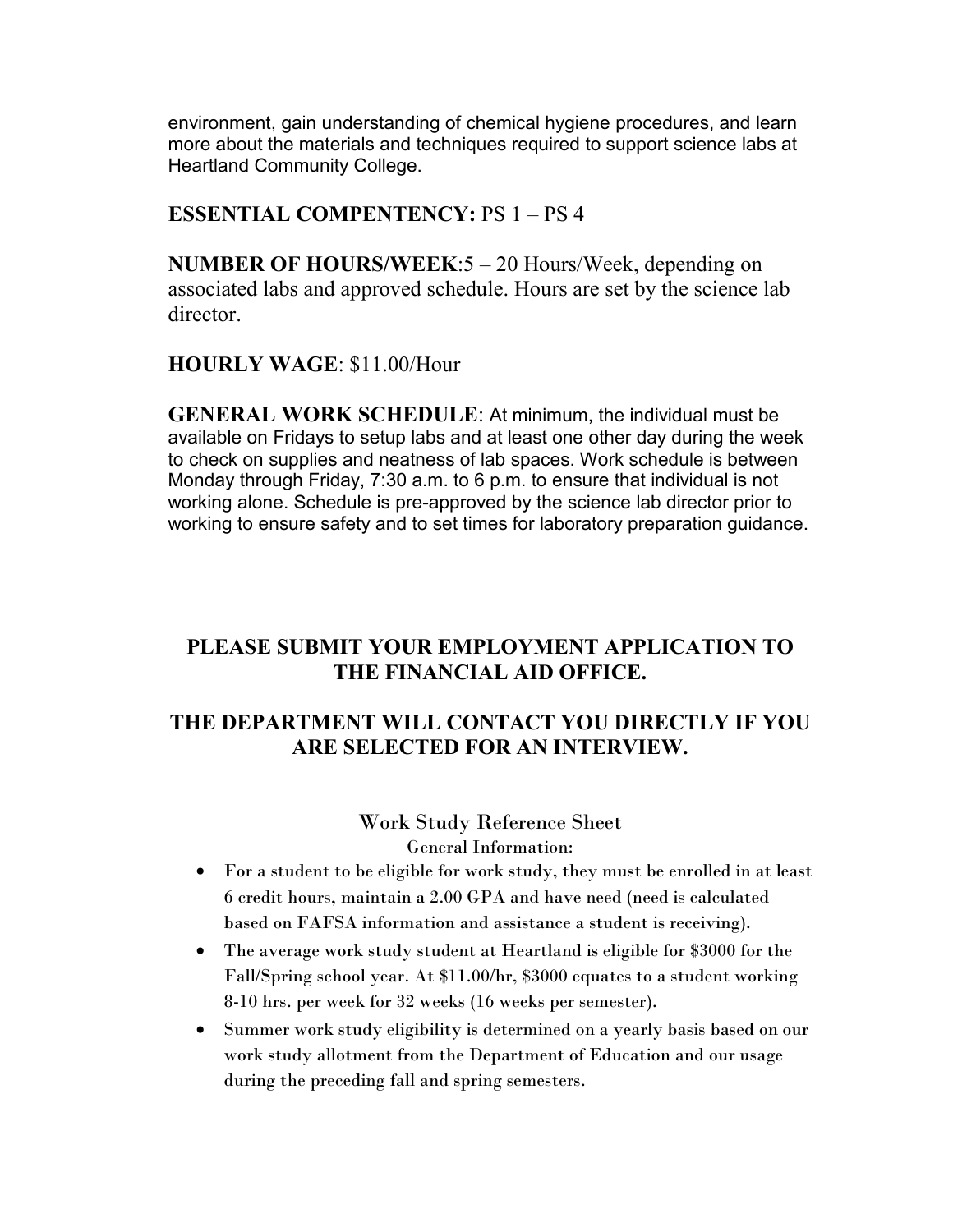environment, gain understanding of chemical hygiene procedures, and learn more about the materials and techniques required to support science labs at Heartland Community College.

**ESSENTIAL COMPENTENCY:** PS 1 – PS 4

**NUMBER OF HOURS/WEEK**:5 – 20 Hours/Week, depending on associated labs and approved schedule. Hours are set by the science lab director.

**HOURLY WAGE**: $11.00/Hour

**GENERAL WORK SCHEDULE**: At minimum, the individual must be available on Fridays to setup labs and at least one other day during the week to check on supplies and neatness of lab spaces. Work schedule is between Monday through Friday, 7:30 a.m. to 6 p.m. to ensure that individual is not working alone. Schedule is pre-approved by the science lab director prior to working to ensure safety and to set times for laboratory preparation guidance.

**PLEASE SUBMIT YOUR EMPLOYMENT APPLICATION TO THE FINANCIAL AID OFFICE.**

**THE DEPARTMENT WILL CONTACT YOU DIRECTLY IF YOU ARE SELECTED FOR AN INTERVIEW.**

## Work Study Reference Sheet

General Information:

- For a student to be eligible for work study, they must be enrolled in at least 6 credit hours, maintain a 2.00 GPA and have need (need is calculated based on FAFSA information and assistance a student is receiving).
- The average work study student at Heartland is eligible for $3000 for the Fall/Spring school year. At $11.00/hr, $3000 equates to a student working 8-10 hrs. per week for 32 weeks (16 weeks per semester).
- Summer work study eligibility is determined on a yearly basis based on our work study allotment from the Department of Education and our usage during the preceding fall and spring semesters.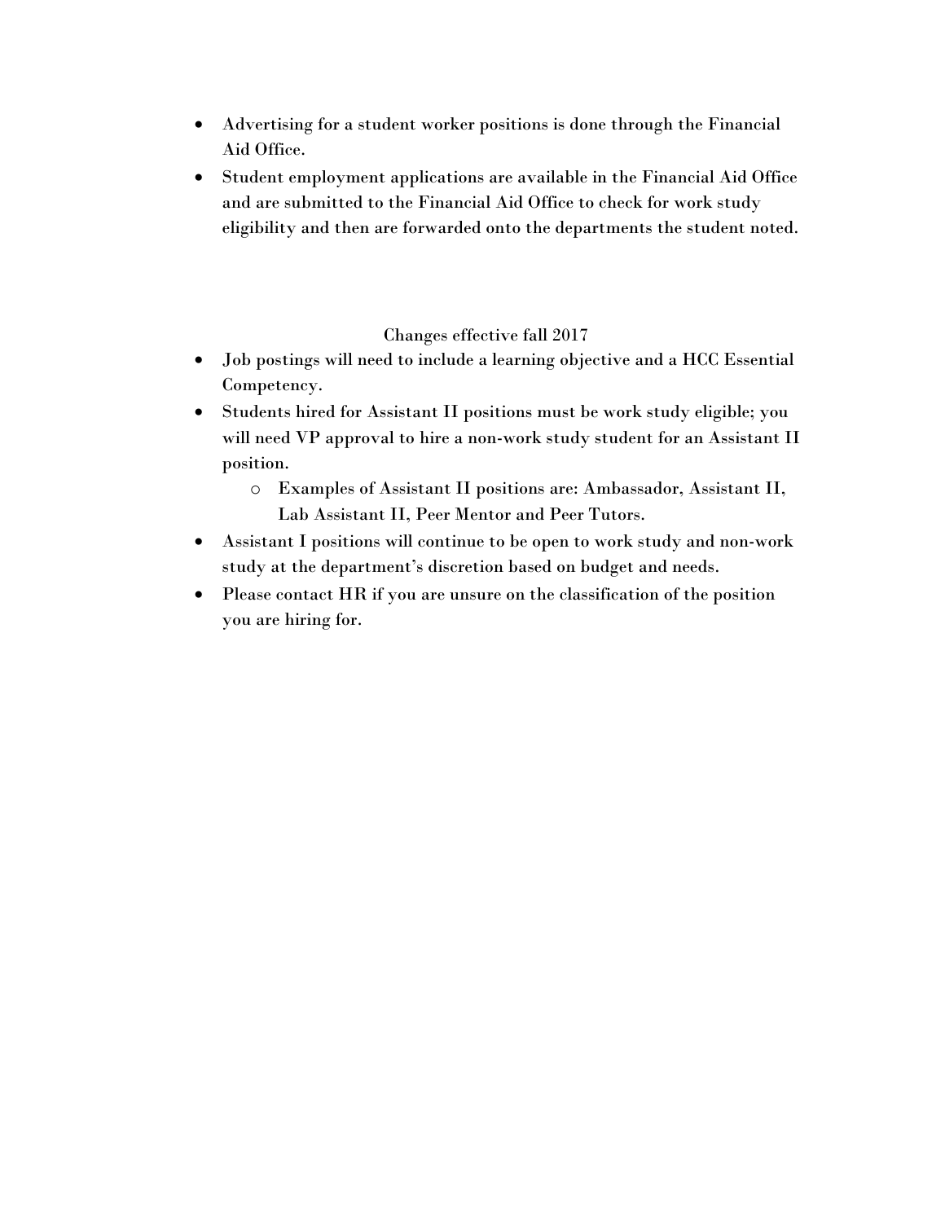- Advertising for a student worker positions is done through the Financial Aid Office.
- Student employment applications are available in the Financial Aid Office and are submitted to the Financial Aid Office to check for work study eligibility and then are forwarded onto the departments the student noted.

Changes effective fall 2017

- Job postings will need to include a learning objective and a HCC Essential Competency.
- Students hired for Assistant II positions must be work study eligible; you will need VP approval to hire a non-work study student for an Assistant II position.
  - Examples of Assistant II positions are: Ambassador, Assistant II, Lab Assistant II, Peer Mentor and Peer Tutors.
- Assistant I positions will continue to be open to work study and non-work study at the department's discretion based on budget and needs.
- Please contact HR if you are unsure on the classification of the position you are hiring for.